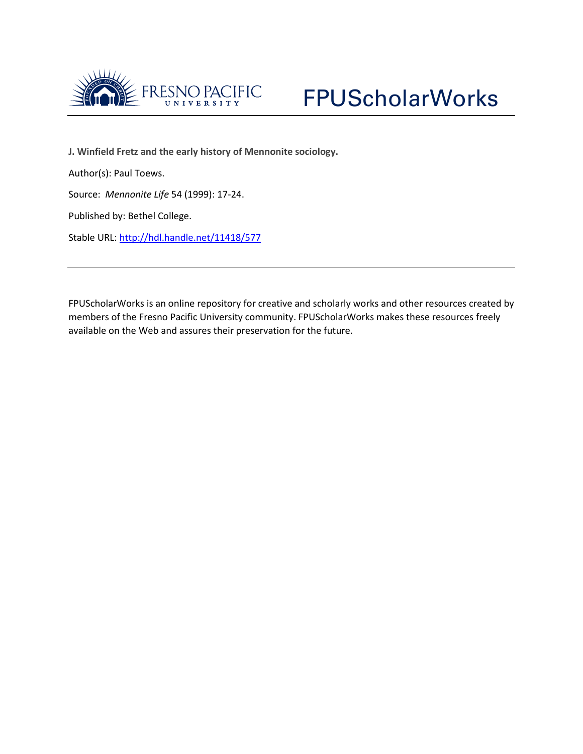FRESNO PACIFIC UNIVERSITY

FPUScholarWorks

**J. Winfield Fretz and the early history of Mennonite sociology.**

Author(s): Paul Toews.

Source: *Mennonite Life* 54 (1999): 17-24.

Published by: Bethel College.

Stable URL: http://hdl.handle.net/11418/577

---

FPUScholarWorks is an online repository for creative and scholarly works and other resources created by members of the Fresno Pacific University community. FPUScholarWorks makes these resources freely available on the Web and assures their preservation for the future.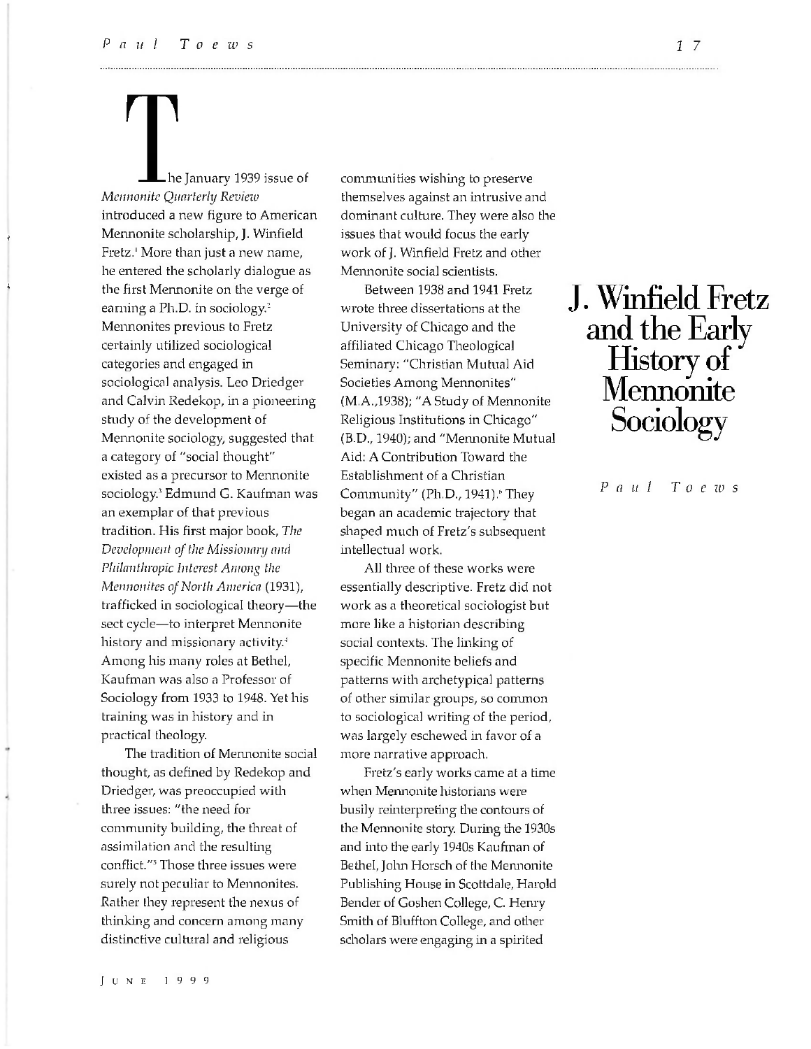# J. Winfield Fretz and the Early History of Mennonite Sociology

*Paul Toews*

The January 1939 issue of *Mennonite Quarterly Review* introduced a new figure to American Mennonite scholarship, J. Winfield Fretz.[1] More than just a new name, he entered the scholarly dialogue as the first Mennonite on the verge of earning a Ph.D. in sociology.[2] Mennonites previous to Fretz certainly utilized sociological categories and engaged in sociological analysis. Leo Driedger and Calvin Redekop, in a pioneering study of the development of Mennonite sociology, suggested that a category of "social thought" existed as a precursor to Mennonite sociology.[3] Edmund G. Kaufman was an exemplar of that previous tradition. His first major book, *The Development of the Missionary and Philanthropic Interest Among the Mennonites of North America* (1931), trafficked in sociological theory—the sect cycle—to interpret Mennonite history and missionary activity.[4] Among his many roles at Bethel, Kaufman was also a Professor of Sociology from 1933 to 1948. Yet his training was in history and in practical theology.

The tradition of Mennonite social thought, as defined by Redekop and Driedger, was preoccupied with three issues: "the need for community building, the threat of assimilation and the resulting conflict."[5] Those three issues were surely not peculiar to Mennonites. Rather they represent the nexus of thinking and concern among many distinctive cultural and religious communities wishing to preserve themselves against an intrusive and dominant culture. They were also the issues that would focus the early work of J. Winfield Fretz and other Mennonite social scientists.

Between 1938 and 1941 Fretz wrote three dissertations at the University of Chicago and the affiliated Chicago Theological Seminary: "Christian Mutual Aid Societies Among Mennonites" (M.A.,1938); "A Study of Mennonite Religious Institutions in Chicago" (B.D., 1940); and "Mennonite Mutual Aid: A Contribution Toward the Establishment of a Christian Community" (Ph.D., 1941).[6] They began an academic trajectory that shaped much of Fretz's subsequent intellectual work.

All three of these works were essentially descriptive. Fretz did not work as a theoretical sociologist but more like a historian describing social contexts. The linking of specific Mennonite beliefs and patterns with archetypical patterns of other similar groups, so common to sociological writing of the period, was largely eschewed in favor of a more narrative approach.

Fretz's early works came at a time when Mennonite historians were busily reinterpreting the contours of the Mennonite story. During the 1930s and into the early 1940s Kaufman of Bethel, John Horsch of the Mennonite Publishing House in Scottdale, Harold Bender of Goshen College, C. Henry Smith of Bluffton College, and other scholars were engaging in a spirited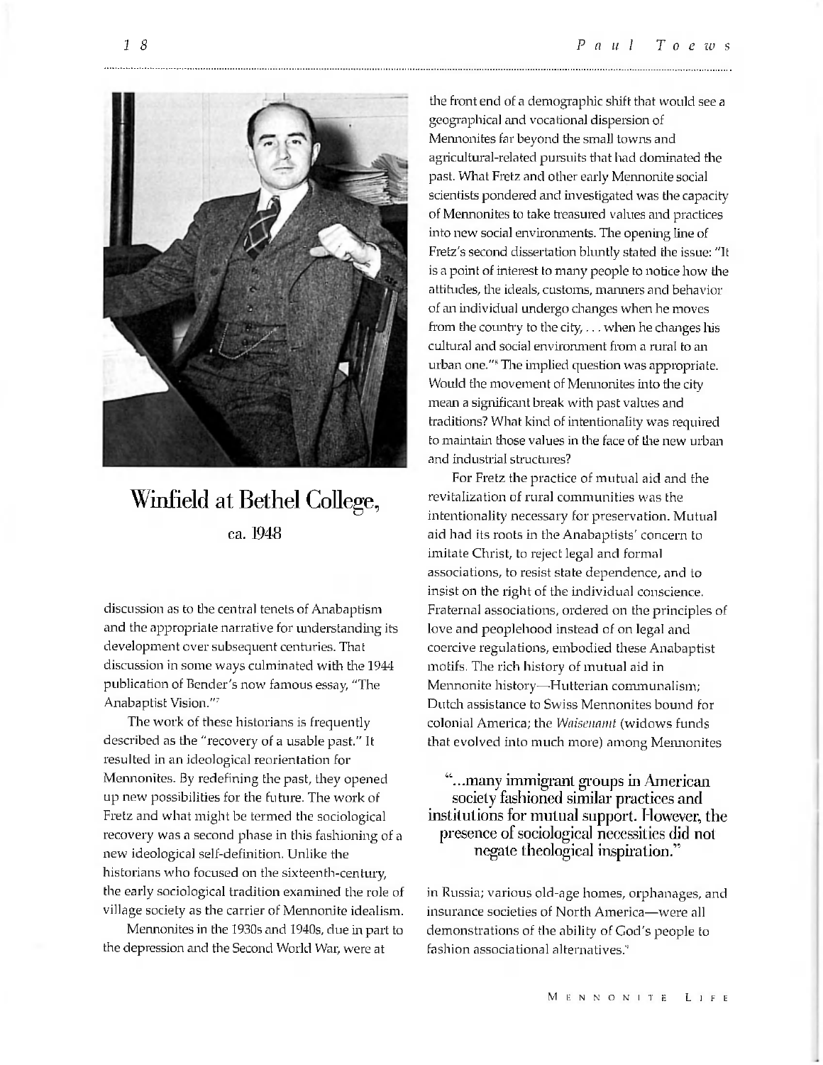Winfield at Bethel College, ca. 1948

discussion as to the central tenets of Anabaptism and the appropriate narrative for understanding its development over subsequent centuries. That discussion in some ways culminated with the 1944 publication of Bender's now famous essay, "The Anabaptist Vision."[7]

The work of these historians is frequently described as the "recovery of a usable past." It resulted in an ideological reorientation for Mennonites. By redefining the past, they opened up new possibilities for the future. The work of Fretz and what might be termed the sociological recovery was a second phase in this fashioning of a new ideological self-definition. Unlike the historians who focused on the sixteenth-century, the early sociological tradition examined the role of village society as the carrier of Mennonite idealism.

Mennonites in the 1930s and 1940s, due in part to the depression and the Second World War, were at the front end of a demographic shift that would see a geographical and vocational dispersion of Mennonites far beyond the small towns and agricultural-related pursuits that had dominated the past. What Fretz and other early Mennonite social scientists pondered and investigated was the capacity of Mennonites to take treasured values and practices into new social environments. The opening line of Fretz's second dissertation bluntly stated the issue: "It is a point of interest to many people to notice how the attitudes, the ideals, customs, manners and behavior of an individual undergo changes when he moves from the country to the city, . . . when he changes his cultural and social environment from a rural to an urban one."[8] The implied question was appropriate. Would the movement of Mennonites into the city mean a significant break with past values and traditions? What kind of intentionality was required to maintain those values in the face of the new urban and industrial structures?

For Fretz the practice of mutual aid and the revitalization of rural communities was the intentionality necessary for preservation. Mutual aid had its roots in the Anabaptists' concern to imitate Christ, to reject legal and formal associations, to resist state dependence, and to insist on the right of the individual conscience. Fraternal associations, ordered on the principles of love and peoplehood instead of on legal and coercive regulations, embodied these Anabaptist motifs. The rich history of mutual aid in Mennonite history—Hutterian communalism; Dutch assistance to Swiss Mennonites bound for colonial America; the *Waisenamt* (widows funds that evolved into much more) among Mennonites in Russia; various old-age homes, orphanages, and insurance societies of North America—were all demonstrations of the ability of God's people to fashion associational alternatives.[9]

> "...many immigrant groups in American society fashioned similar practices and institutions for mutual support. However, the presence of sociological necessities did not negate theological inspiration."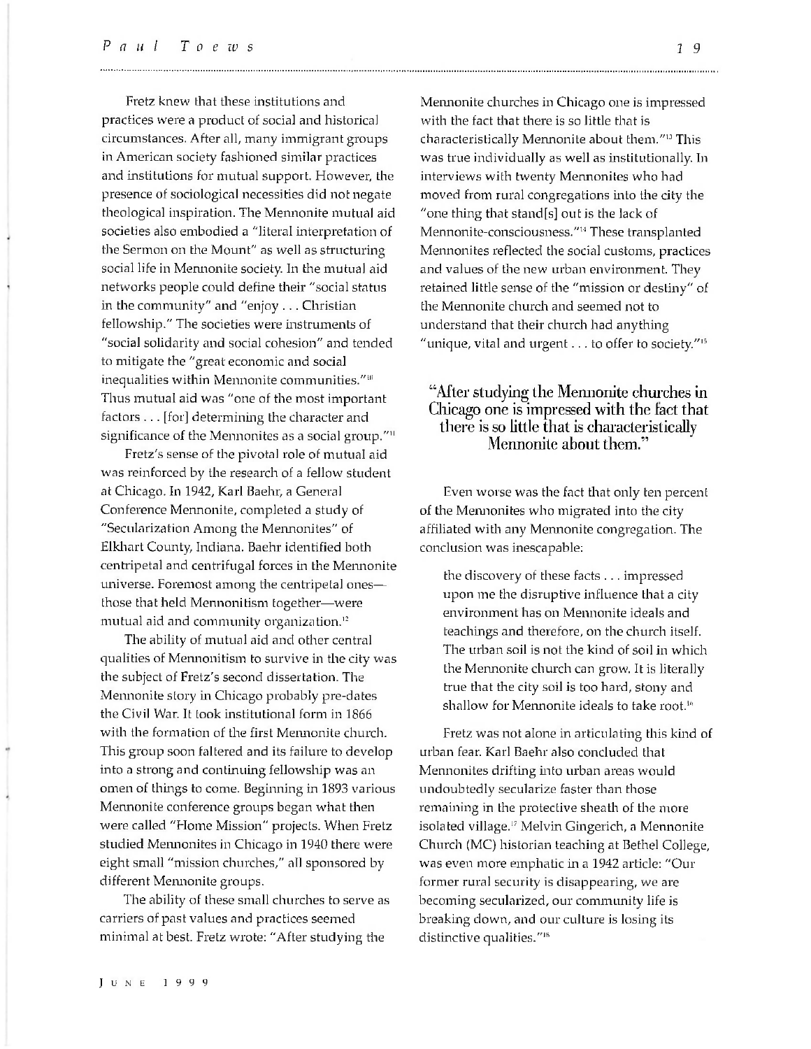Fretz knew that these institutions and practices were a product of social and historical circumstances. After all, many immigrant groups in American society fashioned similar practices and institutions for mutual support. However, the presence of sociological necessities did not negate theological inspiration. The Mennonite mutual aid societies also embodied a "literal interpretation of the Sermon on the Mount" as well as structuring social life in Mennonite society. In the mutual aid networks people could define their "social status in the community" and "enjoy . . . Christian fellowship." The societies were instruments of "social solidarity and social cohesion" and tended to mitigate the "great economic and social inequalities within Mennonite communities."[10] Thus mutual aid was "one of the most important factors . . . [for] determining the character and significance of the Mennonites as a social group."[11]

Fretz's sense of the pivotal role of mutual aid was reinforced by the research of a fellow student at Chicago. In 1942, Karl Baehr, a General Conference Mennonite, completed a study of "Secularization Among the Mennonites" of Elkhart County, Indiana. Baehr identified both centripetal and centrifugal forces in the Mennonite universe. Foremost among the centripetal ones—those that held Mennonitism together—were mutual aid and community organization.[12]

The ability of mutual aid and other central qualities of Mennonitism to survive in the city was the subject of Fretz's second dissertation. The Mennonite story in Chicago probably pre-dates the Civil War. It took institutional form in 1866 with the formation of the first Mennonite church. This group soon faltered and its failure to develop into a strong and continuing fellowship was an omen of things to come. Beginning in 1893 various Mennonite conference groups began what then were called "Home Mission" projects. When Fretz studied Mennonites in Chicago in 1940 there were eight small "mission churches," all sponsored by different Mennonite groups.

The ability of these small churches to serve as carriers of past values and practices seemed minimal at best. Fretz wrote: "After studying the Mennonite churches in Chicago one is impressed with the fact that there is so little that is characteristically Mennonite about them."[13] This was true individually as well as institutionally. In interviews with twenty Mennonites who had moved from rural congregations into the city the "one thing that stand[s] out is the lack of Mennonite-consciousness."[14] These transplanted Mennonites reflected the social customs, practices and values of the new urban environment. They retained little sense of the "mission or destiny" of the Mennonite church and seemed not to understand that their church had anything "unique, vital and urgent . . . to offer to society."[15]

> "After studying the Mennonite churches in Chicago one is impressed with the fact that there is so little that is characteristically Mennonite about them."

Even worse was the fact that only ten percent of the Mennonites who migrated into the city affiliated with any Mennonite congregation. The conclusion was inescapable:

> the discovery of these facts . . . impressed upon me the disruptive influence that a city environment has on Mennonite ideals and teachings and therefore, on the church itself. The urban soil is not the kind of soil in which the Mennonite church can grow. It is literally true that the city soil is too hard, stony and shallow for Mennonite ideals to take root.[16]

Fretz was not alone in articulating this kind of urban fear. Karl Baehr also concluded that Mennonites drifting into urban areas would undoubtedly secularize faster than those remaining in the protective sheath of the more isolated village.[17] Melvin Gingerich, a Mennonite Church (MC) historian teaching at Bethel College, was even more emphatic in a 1942 article: "Our former rural security is disappearing, we are becoming secularized, our community life is breaking down, and our culture is losing its distinctive qualities."[18]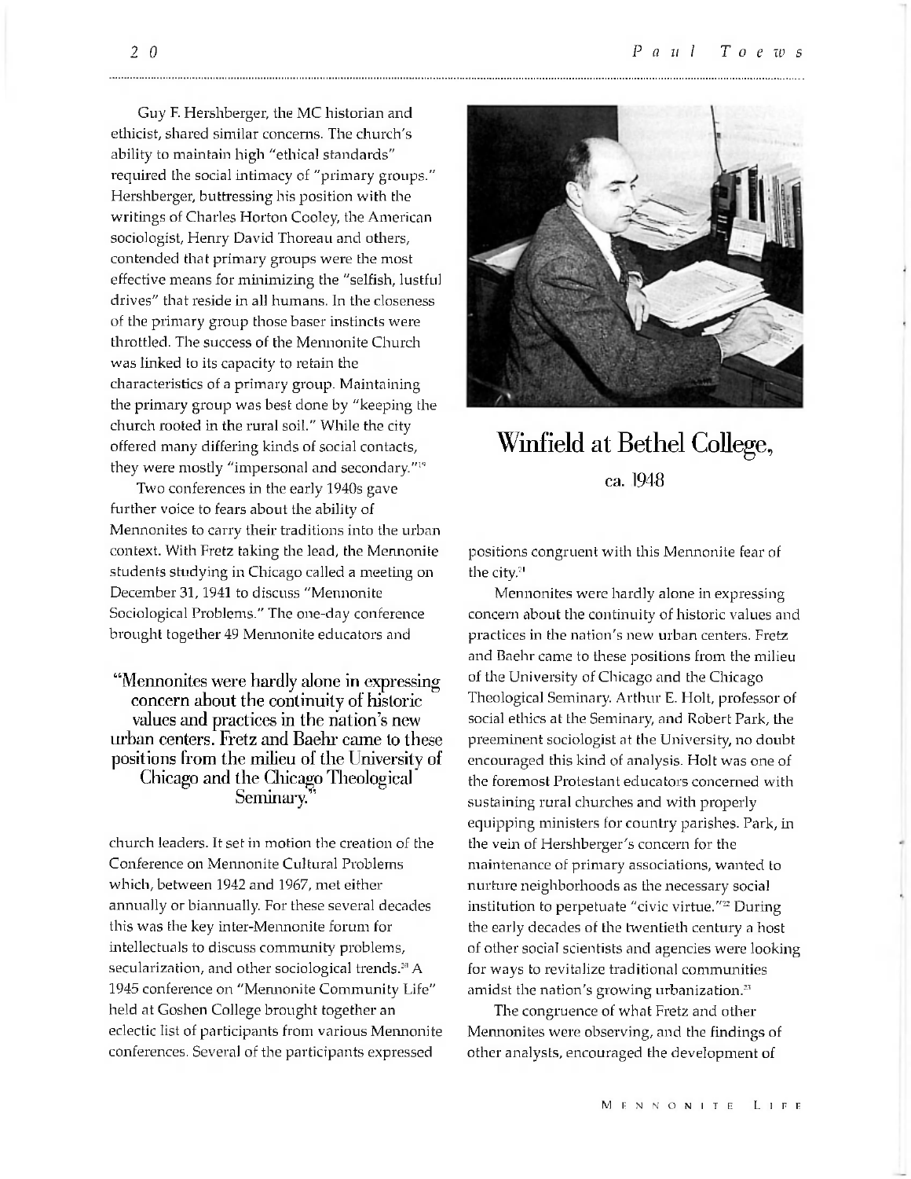Guy F. Hershberger, the MC historian and ethicist, shared similar concerns. The church's ability to maintain high "ethical standards" required the social intimacy of "primary groups." Hershberger, buttressing his position with the writings of Charles Horton Cooley, the American sociologist, Henry David Thoreau and others, contended that primary groups were the most effective means for minimizing the "selfish, lustful drives" that reside in all humans. In the closeness of the primary group those baser instincts were throttled. The success of the Mennonite Church was linked to its capacity to retain the characteristics of a primary group. Maintaining the primary group was best done by "keeping the church rooted in the rural soil." While the city offered many differing kinds of social contacts, they were mostly "impersonal and secondary."[19]

Two conferences in the early 1940s gave further voice to fears about the ability of Mennonites to carry their traditions into the urban context. With Fretz taking the lead, the Mennonite students studying in Chicago called a meeting on December 31, 1941 to discuss "Mennonite Sociological Problems." The one-day conference brought together 49 Mennonite educators and church leaders. It set in motion the creation of the Conference on Mennonite Cultural Problems which, between 1942 and 1967, met either annually or biannually. For these several decades this was the key inter-Mennonite forum for intellectuals to discuss community problems, secularization, and other sociological trends.[20] A 1945 conference on "Mennonite Community Life" held at Goshen College brought together an eclectic list of participants from various Mennonite conferences. Several of the participants expressed positions congruent with this Mennonite fear of the city.[21]

> "Mennonites were hardly alone in expressing concern about the continuity of historic values and practices in the nation's new urban centers. Fretz and Baehr came to these positions from the milieu of the University of Chicago and the Chicago Theological Seminary."

**Winfield at Bethel College, ca. 1948**

Mennonites were hardly alone in expressing concern about the continuity of historic values and practices in the nation's new urban centers. Fretz and Baehr came to these positions from the milieu of the University of Chicago and the Chicago Theological Seminary. Arthur E. Holt, professor of social ethics at the Seminary, and Robert Park, the preeminent sociologist at the University, no doubt encouraged this kind of analysis. Holt was one of the foremost Protestant educators concerned with sustaining rural churches and with properly equipping ministers for country parishes. Park, in the vein of Hershberger's concern for the maintenance of primary associations, wanted to nurture neighborhoods as the necessary social institution to perpetuate "civic virtue."[22] During the early decades of the twentieth century a host of other social scientists and agencies were looking for ways to revitalize traditional communities amidst the nation's growing urbanization.[23]

The congruence of what Fretz and other Mennonites were observing, and the findings of other analysts, encouraged the development of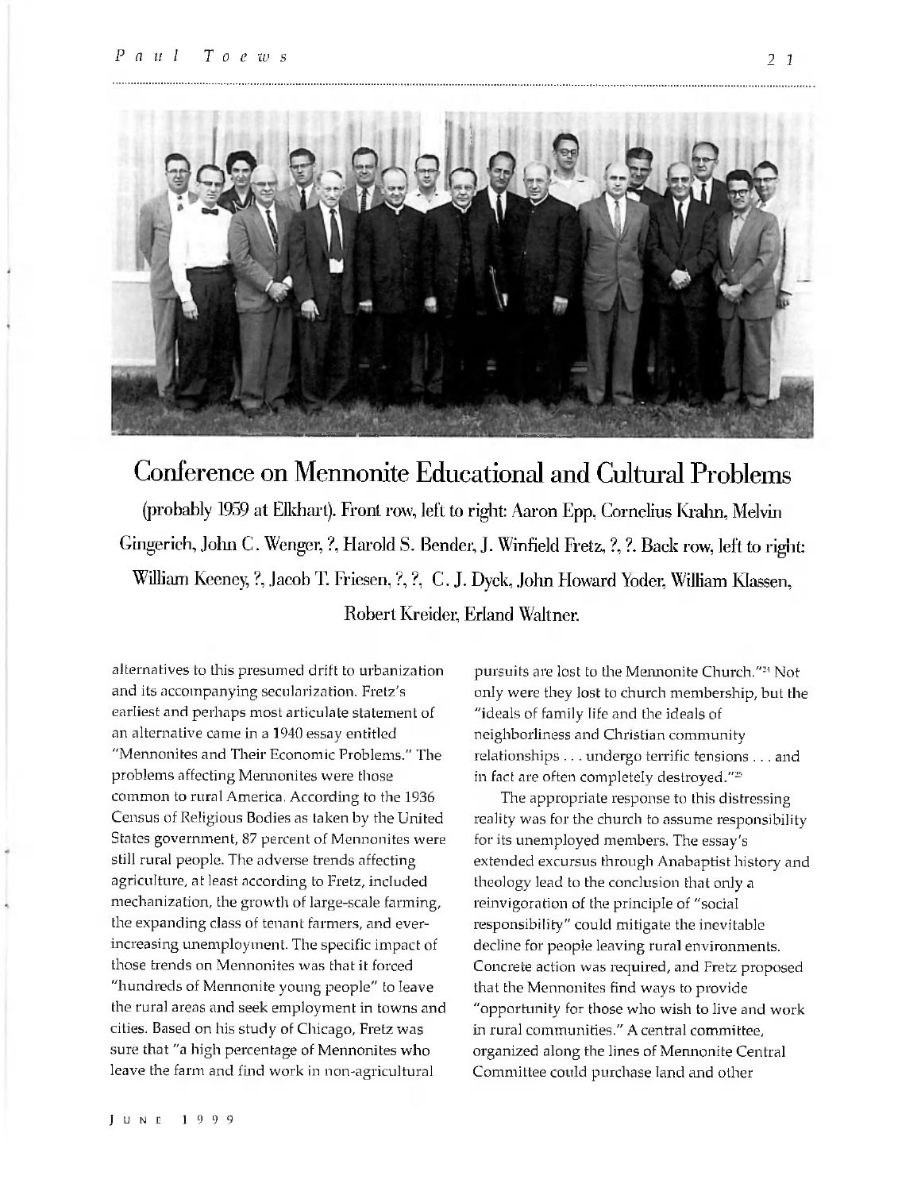## Conference on Mennonite Educational and Cultural Problems

(probably 1959 at Elkhart). Front row, left to right: Aaron Epp, Cornelius Krahn, Melvin Gingerich, John C. Wenger, ?, Harold S. Bender, J. Winfield Fretz, ?, ?. Back row, left to right: William Keeney, ?, Jacob T. Friesen, ?, ?, C. J. Dyck, John Howard Yoder, William Klassen, Robert Kreider, Erland Waltner.

alternatives to this presumed drift to urbanization and its accompanying secularization. Fretz's earliest and perhaps most articulate statement of an alternative came in a 1940 essay entitled "Mennonites and Their Economic Problems." The problems affecting Mennonites were those common to rural America. According to the 1936 Census of Religious Bodies as taken by the United States government, 87 percent of Mennonites were still rural people. The adverse trends affecting agriculture, at least according to Fretz, included mechanization, the growth of large-scale farming, the expanding class of tenant farmers, and ever-increasing unemployment. The specific impact of those trends on Mennonites was that it forced "hundreds of Mennonite young people" to leave the rural areas and seek employment in towns and cities. Based on his study of Chicago, Fretz was sure that "a high percentage of Mennonites who leave the farm and find work in non-agricultural pursuits are lost to the Mennonite Church."[24] Not only were they lost to church membership, but the "ideals of family life and the ideals of neighborliness and Christian community relationships . . . undergo terrific tensions . . . and in fact are often completely destroyed."[25]

The appropriate response to this distressing reality was for the church to assume responsibility for its unemployed members. The essay's extended excursus through Anabaptist history and theology lead to the conclusion that only a reinvigoration of the principle of "social responsibility" could mitigate the inevitable decline for people leaving rural environments. Concrete action was required, and Fretz proposed that the Mennonites find ways to provide "opportunity for those who wish to live and work in rural communities." A central committee, organized along the lines of Mennonite Central Committee could purchase land and other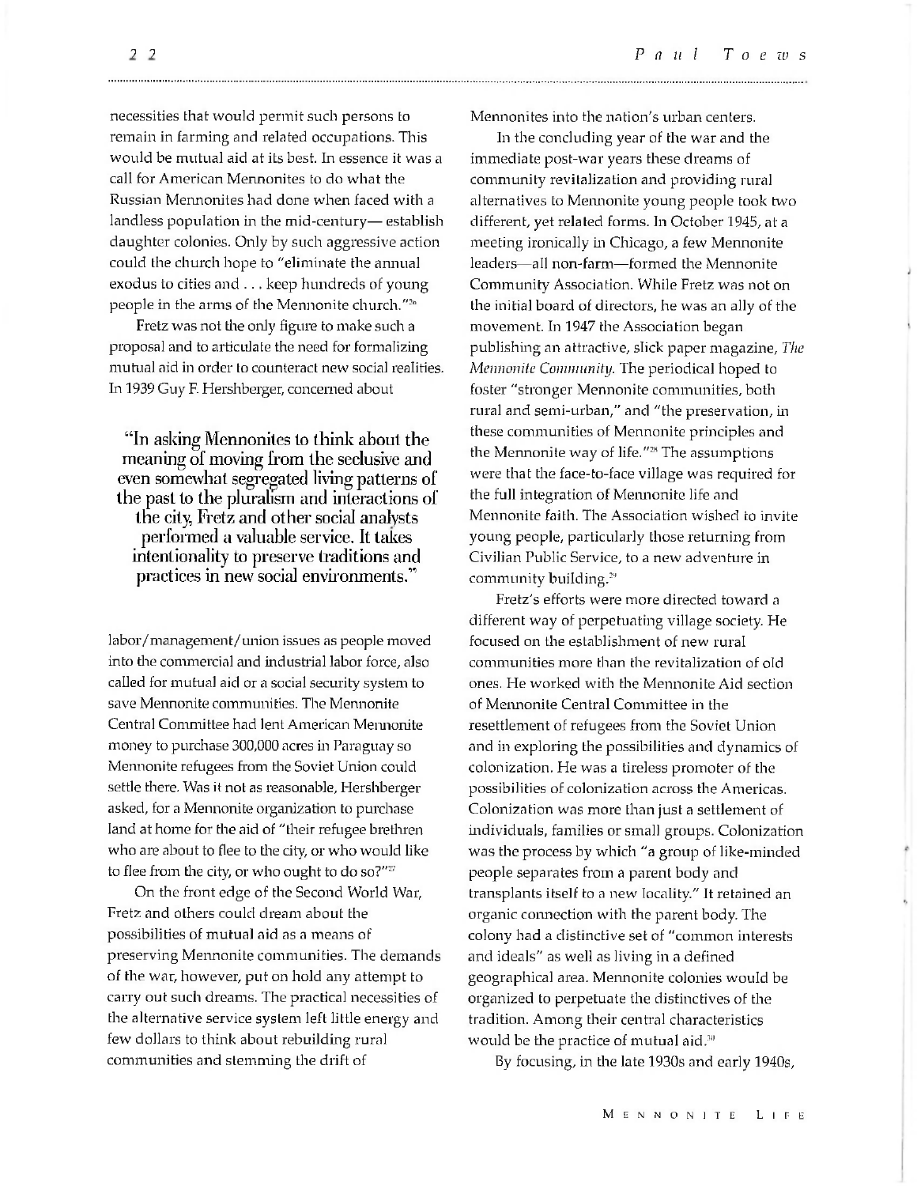necessities that would permit such persons to remain in farming and related occupations. This would be mutual aid at its best. In essence it was a call for American Mennonites to do what the Russian Mennonites had done when faced with a landless population in the mid-century— establish daughter colonies. Only by such aggressive action could the church hope to "eliminate the annual exodus to cities and . . . keep hundreds of young people in the arms of the Mennonite church."[26]

Fretz was not the only figure to make such a proposal and to articulate the need for formalizing mutual aid in order to counteract new social realities. In 1939 Guy F. Hershberger, concerned about labor/management/union issues as people moved into the commercial and industrial labor force, also called for mutual aid or a social security system to save Mennonite communities. The Mennonite Central Committee had lent American Mennonite money to purchase 300,000 acres in Paraguay so Mennonite refugees from the Soviet Union could settle there. Was it not as reasonable, Hershberger asked, for a Mennonite organization to purchase land at home for the aid of "their refugee brethren who are about to flee to the city, or who would like to flee from the city, or who ought to do so?"[27]

> "In asking Mennonites to think about the meaning of moving from the seclusive and even somewhat segregated living patterns of the past to the pluralism and interactions of the city, Fretz and other social analysts performed a valuable service. It takes intentionality to preserve traditions and practices in new social environments."

On the front edge of the Second World War, Fretz and others could dream about the possibilities of mutual aid as a means of preserving Mennonite communities. The demands of the war, however, put on hold any attempt to carry out such dreams. The practical necessities of the alternative service system left little energy and few dollars to think about rebuilding rural communities and stemming the drift of Mennonites into the nation's urban centers.

In the concluding year of the war and the immediate post-war years these dreams of community revitalization and providing rural alternatives to Mennonite young people took two different, yet related forms. In October 1945, at a meeting ironically in Chicago, a few Mennonite leaders—all non-farm—formed the Mennonite Community Association. While Fretz was not on the initial board of directors, he was an ally of the movement. In 1947 the Association began publishing an attractive, slick paper magazine, *The Mennonite Community*. The periodical hoped to foster "stronger Mennonite communities, both rural and semi-urban," and "the preservation, in these communities of Mennonite principles and the Mennonite way of life."[28] The assumptions were that the face-to-face village was required for the full integration of Mennonite life and Mennonite faith. The Association wished to invite young people, particularly those returning from Civilian Public Service, to a new adventure in community building.[29]

Fretz's efforts were more directed toward a different way of perpetuating village society. He focused on the establishment of new rural communities more than the revitalization of old ones. He worked with the Mennonite Aid section of Mennonite Central Committee in the resettlement of refugees from the Soviet Union and in exploring the possibilities and dynamics of colonization. He was a tireless promoter of the possibilities of colonization across the Americas. Colonization was more than just a settlement of individuals, families or small groups. Colonization was the process by which "a group of like-minded people separates from a parent body and transplants itself to a new locality." It retained an organic connection with the parent body. The colony had a distinctive set of "common interests and ideals" as well as living in a defined geographical area. Mennonite colonies would be organized to perpetuate the distinctives of the tradition. Among their central characteristics would be the practice of mutual aid.[30]

By focusing, in the late 1930s and early 1940s,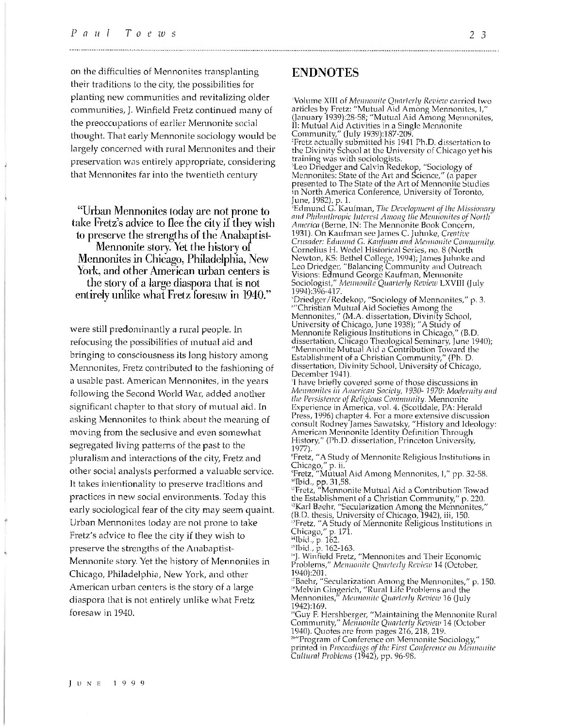on the difficulties of Mennonites transplanting their traditions to the city, the possibilities for planting new communities and revitalizing older communities, J. Winfield Fretz continued many of the preoccupations of earlier Mennonite social thought. That early Mennonite sociology would be largely concerned with rural Mennonites and their preservation was entirely appropriate, considering that Mennonites far into the twentieth century were still predominantly a rural people. In refocusing the possibilities of mutual aid and bringing to consciousness its long history among Mennonites, Fretz contributed to the fashioning of a usable past. American Mennonites, in the years following the Second World War, added another significant chapter to that story of mutual aid. In asking Mennonites to think about the meaning of moving from the seclusive and even somewhat segregated living patterns of the past to the pluralism and interactions of the city, Fretz and other social analysts performed a valuable service. It takes intentionality to preserve traditions and practices in new social environments. Today this early sociological fear of the city may seem quaint. Urban Mennonites today are not prone to take Fretz's advice to flee the city if they wish to preserve the strengths of the Anabaptist-Mennonite story. Yet the history of Mennonites in Chicago, Philadelphia, New York, and other American urban centers is the story of a large diaspora that is not entirely unlike what Fretz foresaw in 1940.

> "Urban Mennonites today are not prone to take Fretz's advice to flee the city if they wish to preserve the strengths of the Anabaptist-Mennonite story. Yet the history of Mennonites in Chicago, Philadelphia, New York, and other American urban centers is the story of a large diaspora that is not entirely unlike what Fretz foresaw in 1940."

## ENDNOTES

[1] Volume XIII of *Mennonite Quarterly Review* carried two articles by Fretz: "Mutual Aid Among Mennonites, I," (January 1939):28-58; "Mutual Aid Among Mennonites, II: Mutual Aid Activities in a Single Mennonite Community," (July 1939):187-209.

[2] Fretz actually submitted his 1941 Ph.D. dissertation to the Divinity School at the University of Chicago yet his training was with sociologists.

[3] Leo Driedger and Calvin Redekop, "Sociology of Mennonites: State of the Art and Science," (a paper presented to The State of the Art of Mennonite Studies in North America Conference, University of Toronto, June, 1982), p. 1.

[4] Edmund G. Kaufman, *The Development of the Missionary and Philanthropic Interest Among the Mennonites of North America* (Berne, IN: The Mennonite Book Concern, 1931). On Kaufman see James C. Juhnke, *Creative Crusader: Edmund G. Kaufman and Mennonite Community*. Cornelius H. Wedel Historical Series, no. 8 (North Newton, KS: Bethel College, 1994); James Juhnke and Leo Driedger, "Balancing Community and Outreach Visions: Edmund George Kaufman, Mennonite Sociologist," *Mennonite Quarterly Review* LXVIII (July 1994):396-417.

[5] Driedger/Redekop, "Sociology of Mennonites," p. 3.

[6] "Christian Mutual Aid Societies Among the Mennonites," (M.A. dissertation, Divinity School, University of Chicago, June 1938); "A Study of Mennonite Religious Institutions in Chicago," (B.D. dissertation, Chicago Theological Seminary, June 1940); "Mennonite Mutual Aid a Contribution Toward the Establishment of a Christian Community," (Ph. D. dissertation, Divinity School, University of Chicago, December 1941).

[7] I have briefly covered some of those discussions in *Mennonites in American Society, 1930- 1970: Modernity and the Persistence of Religious Community*. Mennonite Experience in America, vol. 4. (Scottdale, PA: Herald Press, 1996) chapter 4. For a more extensive discussion consult Rodney James Sawatsky, "History and Ideology: American Mennonite Identity Definition Through History," (Ph.D. dissertation, Princeton University, 1977).

[8] Fretz, "A Study of Mennonite Religious Institutions in Chicago," p. ii.

[9] Fretz, "Mutual Aid Among Mennonites, I," pp. 32-58.

[10] Ibid., pp. 31,58.

[11] Fretz, "Mennonite Mutual Aid a Contribution Towad the Establishment of a Christian Community," p. 220.

[12] Karl Baehr, "Secularization Among the Mennonites," (B.D. thesis, University of Chicago, 1942), iii, 150.

[13] Fretz, "A Study of Mennonite Religious Institutions in Chicago," p. 171.

[14] Ibid., p. 162.

[15] Ibid., p. 162-163.

[16] J. Winfield Fretz, "Mennonites and Their Economic Problems," *Mennonite Quarterly Review* 14 (October, 1940):201.

[17] Baehr, "Secularization Among the Mennonites," p. 150.

[18] Melvin Gingerich, "Rural Life Problems and the Mennonites," *Mennonite Quarterly Review* 16 (July 1942):169.

[19] Guy F. Hershberger, "Maintaining the Mennonite Rural Community," *Mennonite Quarterly Review* 14 (October 1940). Quotes are from pages 216, 218, 219.

[20] "Program of Conference on Mennonite Sociology," printed in *Proceedings of the First Conference on Mennonite Cultural Problems* (1942), pp. 96-98.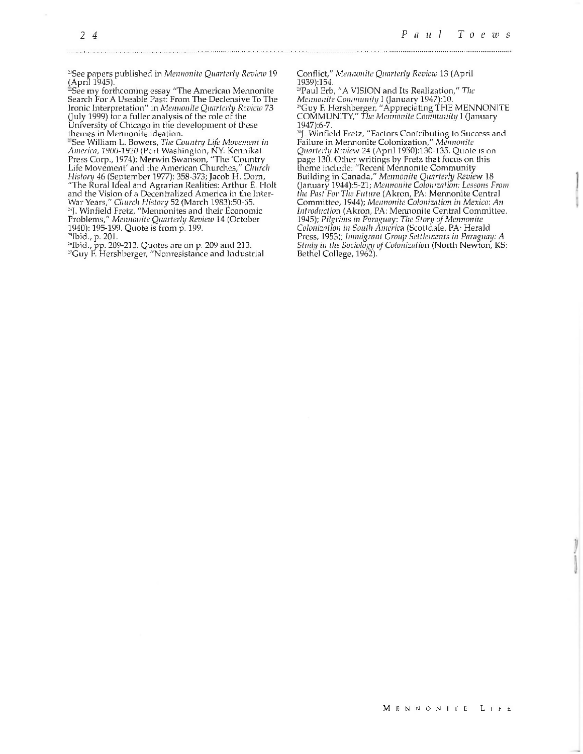[21]See papers published in *Mennonite Quarterly Review* 19 (April 1945).

[22]See my forthcoming essay "The American Mennonite Search For A Useable Past: From The Declensive To The Ironic Interpretation" in *Mennonite Quarterly Review* 73 (July 1999) for a fuller analysis of the role of the University of Chicago in the development of these themes in Mennonite ideation.

[23]See William L. Bowers, *The Country Life Movement in America, 1900-1920* (Port Washington, NY: Kennikat Press Corp., 1974); Merwin Swanson, "The 'Country Life Movement' and the American Churches," *Church History* 46 (September 1977): 358-373; Jacob H. Dorn, "The Rural Ideal and Agrarian Realities: Arthur E. Holt and the Vision of a Decentralized America in the Inter-War Years," *Church History* 52 (March 1983):50-65.

[24]J. Winfield Fretz, "Mennonites and their Economic Problems," *Mennonite Quarterly Review* 14 (October 1940): 195-199. Quote is from p. 199.

[25]Ibid., p. 201.

[26]Ibid., pp. 209-213. Quotes are on p. 209 and 213.

[27]Guy F. Hershberger, "Nonresistance and Industrial Conflict," *Mennonite Quarterly Review* 13 (April 1939):154.

[28]Paul Erb, "A VISION and Its Realization," *The Mennonite Community* I (January 1947):10.

[29]Guy F. Hershberger, "Appreciating THE MENNONITE COMMUNITY," *The Mennonite Community* I (January 1947):6-7.

[30]J. Winfield Fretz, "Factors Contributing to Success and Failure in Mennonite Colonization," *Mennonite Quarterly Review* 24 (April 1950):130-135. Quote is on page 130. Other writings by Fretz that focus on this theme include: "Recent Mennonite Community Building in Canada," *Mennonite Quarterly Review* 18 (January 1944):5-21; *Mennonite Colonization: Lessons From the Past For The Future* (Akron, PA: Mennonite Central Committee, 1944); *Mennonite Colonization in Mexico: An Introduction* (Akron, PA: Mennonite Central Committee, 1945); *Pilgrims in Paraguay: The Story of Mennonite Colonization in South America* (Scottdale, PA: Herald Press, 1953); *Immigrant Group Settlements in Paraguay: A Study in the Sociology of Colonization* (North Newton, KS: Bethel College, 1962).